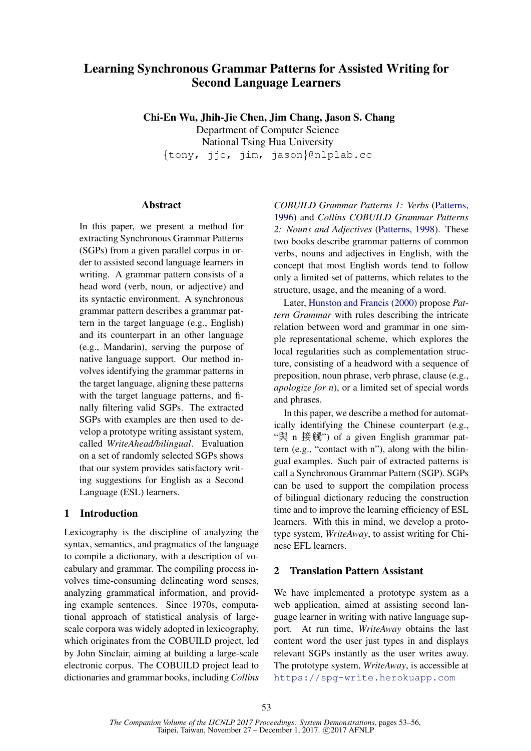# Learning Synchronous Grammar Patterns for Assisted Writing for Second Language Learners

**Chi-En Wu, Jhih-Jie Chen, Jim Chang, Jason S. Chang**
Department of Computer Science
National Tsing Hua University
{tony, jjc, jim, jason}@nlplab.cc

## Abstract

In this paper, we present a method for extracting Synchronous Grammar Patterns (SGPs) from a given parallel corpus in order to assisted second language learners in writing. A grammar pattern consists of a head word (verb, noun, or adjective) and its syntactic environment. A synchronous grammar pattern describes a grammar pattern in the target language (e.g., English) and its counterpart in an other language (e.g., Mandarin), serving the purpose of native language support. Our method involves identifying the grammar patterns in the target language, aligning these patterns with the target language patterns, and finally filtering valid SGPs. The extracted SGPs with examples are then used to develop a prototype writing assistant system, called *WriteAhead/bilingual*. Evaluation on a set of randomly selected SGPs shows that our system provides satisfactory writing suggestions for English as a Second Language (ESL) learners.

## 1 Introduction

Lexicography is the discipline of analyzing the syntax, semantics, and pragmatics of the language to compile a dictionary, with a description of vocabulary and grammar. The compiling process involves time-consuming delineating word senses, analyzing grammatical information, and providing example sentences. Since 1970s, computational approach of statistical analysis of large-scale corpora was widely adopted in lexicography, which originates from the COBUILD project, led by John Sinclair, aiming at building a large-scale electronic corpus. The COBUILD project lead to dictionaries and grammar books, including *Collins COBUILD Grammar Patterns 1: Verbs* (Patterns, 1996) and *Collins COBUILD Grammar Patterns 2: Nouns and Adjectives* (Patterns, 1998). These two books describe grammar patterns of common verbs, nouns and adjectives in English, with the concept that most English words tend to follow only a limited set of patterns, which relates to the structure, usage, and the meaning of a word.

Later, Hunston and Francis (2000) propose *Pattern Grammar* with rules describing the intricate relation between word and grammar in one simple representational scheme, which explores the local regularities such as complementation structure, consisting of a headword with a sequence of preposition, noun phrase, verb phrase, clause (e.g., *apologize for n*), or a limited set of special words and phrases.

In this paper, we describe a method for automatically identifying the Chinese counterpart (e.g., "與 n 接觸") of a given English grammar pattern (e.g., "contact with n"), along with the bilingual examples. Such pair of extracted patterns is call a Synchronous Grammar Pattern (SGP). SGPs can be used to support the compilation process of bilingual dictionary reducing the construction time and to improve the learning efficiency of ESL learners. With this in mind, we develop a prototype system, *WriteAway*, to assist writing for Chinese EFL learners.

## 2 Translation Pattern Assistant

We have implemented a prototype system as a web application, aimed at assisting second language learner in writing with native language support. At run time, *WriteAway* obtains the last content word the user just types in and displays relevant SGPs instantly as the user writes away. The prototype system, *WriteAway*, is accessible at https://spg-write.herokuapp.com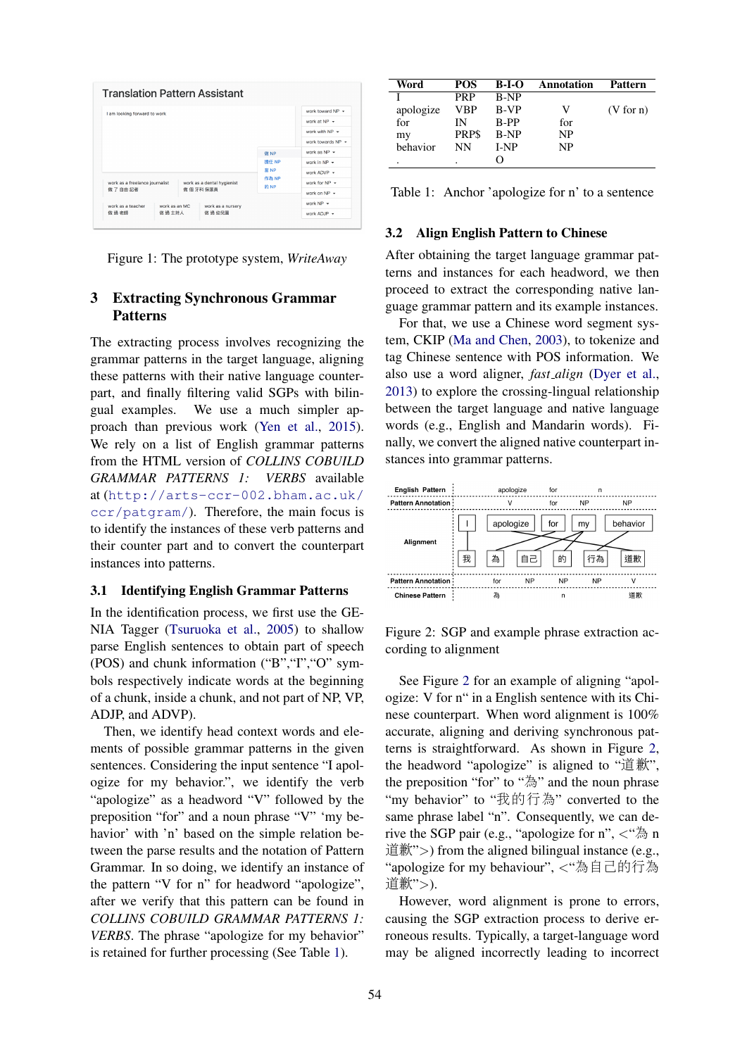Figure 1: The prototype system, *WriteAway*

## 3 Extracting Synchronous Grammar Patterns

The extracting process involves recognizing the grammar patterns in the target language, aligning these patterns with their native language counterpart, and finally filtering valid SGPs with bilingual examples. We use a much simpler approach than previous work (Yen et al., 2015). We rely on a list of English grammar patterns from the HTML version of *COLLINS COBUILD GRAMMAR PATTERNS 1: VERBS* available at (http://arts-ccr-002.bham.ac.uk/ccr/patgram/). Therefore, the main focus is to identify the instances of these verb patterns and their counter part and to convert the counterpart instances into patterns.

### 3.1 Identifying English Grammar Patterns

In the identification process, we first use the GENIA Tagger (Tsuruoka et al., 2005) to shallow parse English sentences to obtain part of speech (POS) and chunk information ("B","I","O" symbols respectively indicate words at the beginning of a chunk, inside a chunk, and not part of NP, VP, ADJP, and ADVP).

Then, we identify head context words and elements of possible grammar patterns in the given sentences. Considering the input sentence "I apologize for my behavior.", we identify the verb "apologize" as a headword "V" followed by the preposition "for" and a noun phrase "V" 'my behavior' with 'n' based on the simple relation between the parse results and the notation of Pattern Grammar. In so doing, we identify an instance of the pattern "V for n" for headword "apologize", after we verify that this pattern can be found in *COLLINS COBUILD GRAMMAR PATTERNS 1: VERBS*. The phrase "apologize for my behavior" is retained for further processing (See Table 1).

| Word | POS | B-I-O | Annotation | Pattern |
|---|---|---|---|---|
| I | PRP | B-NP | | |
| apologize | VBP | B-VP | V | (V for n) |
| for | IN | B-PP | for | |
| my | PRP$ | B-NP | NP | |
| behavior | NN | I-NP | NP | |
| . | . | O | | |

Table 1: Anchor 'apologize for n' to a sentence

### 3.2 Align English Pattern to Chinese

After obtaining the target language grammar patterns and instances for each headword, we then proceed to extract the corresponding native language grammar pattern and its example instances.

For that, we use a Chinese word segment system, CKIP (Ma and Chen, 2003), to tokenize and tag Chinese sentence with POS information. We also use a word aligner, *fast_align* (Dyer et al., 2013) to explore the crossing-lingual relationship between the target language and native language words (e.g., English and Mandarin words). Finally, we convert the aligned native counterpart instances into grammar patterns.

Figure 2: SGP and example phrase extraction according to alignment

See Figure 2 for an example of aligning "apologize: V for n" in a English sentence with its Chinese counterpart. When word alignment is 100% accurate, aligning and deriving synchronous patterns is straightforward. As shown in Figure 2, the headword "apologize" is aligned to "道歉", the preposition "for" to "為" and the noun phrase "my behavior" to "我的行為" converted to the same phrase label "n". Consequently, we can derive the SGP pair (e.g., "apologize for n", <"為 n 道歉">) from the aligned bilingual instance (e.g., "apologize for my behaviour", <"為自己的行為道歉">).

However, word alignment is prone to errors, causing the SGP extraction process to derive erroneous results. Typically, a target-language word may be aligned incorrectly leading to incorrect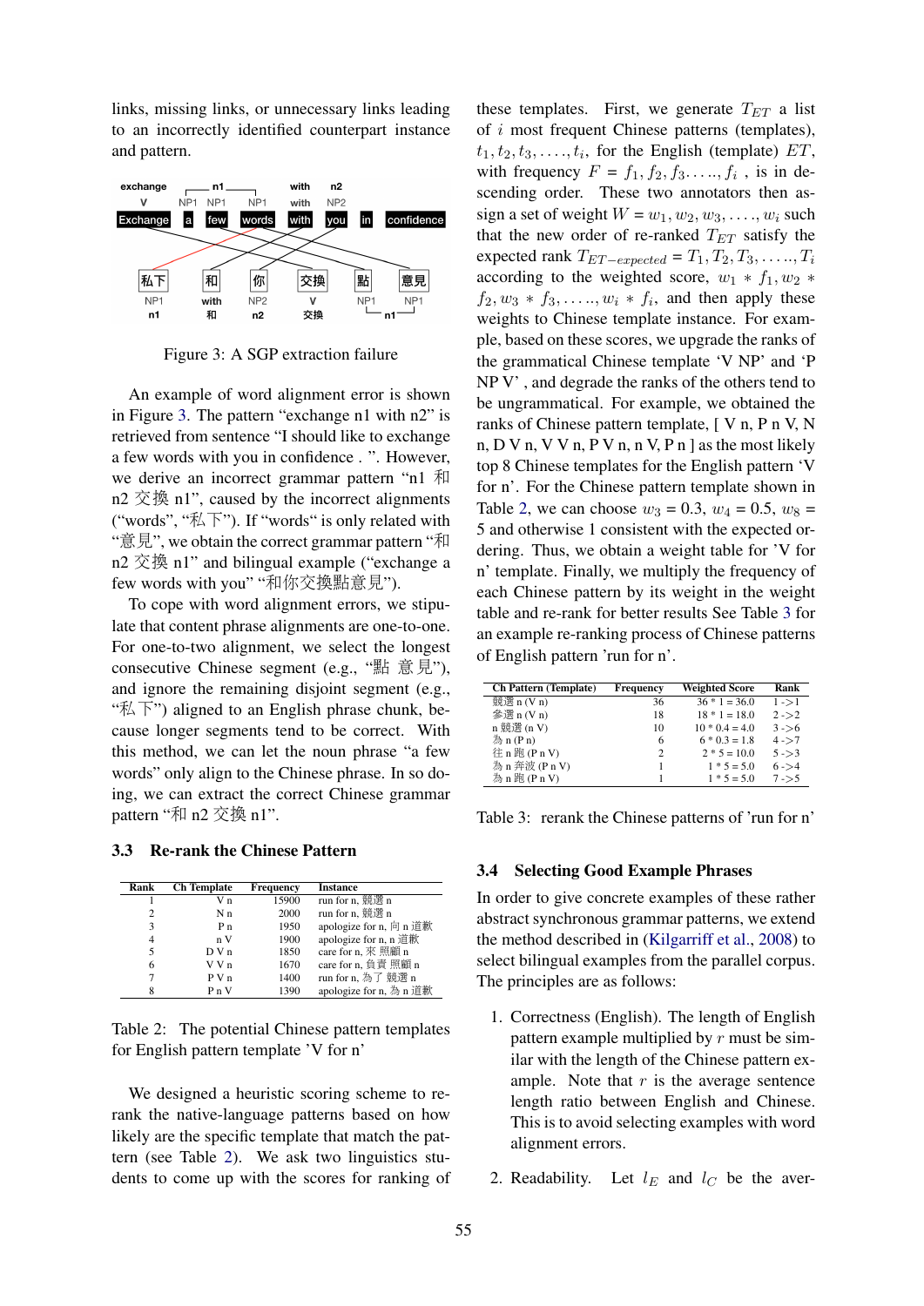links, missing links, or unnecessary links leading to an incorrectly identified counterpart instance and pattern.

Figure 3: A SGP extraction failure

An example of word alignment error is shown in Figure 3. The pattern "exchange n1 with n2" is retrieved from sentence "I should like to exchange a few words with you in confidence . ". However, we derive an incorrect grammar pattern "n1 和 n2 交換 n1", caused by the incorrect alignments ("words", "私下"). If "words" is only related with "意見", we obtain the correct grammar pattern "和 n2 交換 n1" and bilingual example ("exchange a few words with you" "和你交換點意見").

To cope with word alignment errors, we stipulate that content phrase alignments are one-to-one. For one-to-two alignment, we select the longest consecutive Chinese segment (e.g., "點 意見"), and ignore the remaining disjoint segment (e.g., "私下") aligned to an English phrase chunk, because longer segments tend to be correct. With this method, we can let the noun phrase "a few words" only align to the Chinese phrase. In so doing, we can extract the correct Chinese grammar pattern "和 n2 交換 n1".

### 3.3 Re-rank the Chinese Pattern

| Rank | Ch Template | Frequency | Instance |
|---|---|---|---|
| 1 | V n | 15900 | run for n, 競選 n |
| 2 | N n | 2000 | run for n, 競選 n |
| 3 | P n | 1950 | apologize for n, 向 n 道歉 |
| 4 | n V | 1900 | apologize for n, n 道歉 |
| 5 | D V n | 1850 | care for n, 來 照顧 n |
| 6 | V V n | 1670 | care for n, 負責 照顧 n |
| 7 | P V n | 1400 | run for n, 為了 競選 n |
| 8 | P n V | 1390 | apologize for n, 為 n 道歉 |

Table 2: The potential Chinese pattern templates for English pattern template 'V for n'

We designed a heuristic scoring scheme to re-rank the native-language patterns based on how likely are the specific template that match the pattern (see Table 2). We ask two linguistics students to come up with the scores for ranking of these templates. First, we generate $T_{ET}$ a list of $i$ most frequent Chinese patterns (templates), $t_1, t_2, t_3, \ldots, t_i$, for the English (template) $ET$, with frequency $F = f_1, f_2, f_3 \ldots, f_i$ , is in descending order. These two annotators then assign a set of weight $W = w_1, w_2, w_3, \ldots, w_i$ such that the new order of re-ranked $T_{ET}$ satisfy the expected rank $T_{ET-expected} = T_1, T_2, T_3, \ldots, T_i$ according to the weighted score, $w_1 * f_1, w_2 * f_2, w_3 * f_3, \ldots, w_i * f_i$, and then apply these weights to Chinese template instance. For example, based on these scores, we upgrade the ranks of the grammatical Chinese template 'V NP' and 'P NP V' , and degrade the ranks of the others tend to be ungrammatical. For example, we obtained the ranks of Chinese pattern template, [ V n, P n V, N n, D V n, V V n, P V n, n V, P n ] as the most likely top 8 Chinese templates for the English pattern 'V for n'. For the Chinese pattern template shown in Table 2, we can choose $w_3$ = 0.3, $w_4$ = 0.5, $w_8$ = 5 and otherwise 1 consistent with the expected ordering. Thus, we obtain a weight table for 'V for n' template. Finally, we multiply the frequency of each Chinese pattern by its weight in the weight table and re-rank for better results See Table 3 for an example re-ranking process of Chinese patterns of English pattern 'run for n'.

| Ch Pattern (Template) | Frequency | Weighted Score | Rank |
|---|---|---|---|
| 競選 n (V n) | 36 | 36 * 1 = 36.0 | 1 ->1 |
| 參選 n (V n) | 18 | 18 * 1 = 18.0 | 2 ->2 |
| n 競選 (n V) | 10 | 10 * 0.4 = 4.0 | 3 ->6 |
| 為 n (P n) | 6 | 6 * 0.3 = 1.8 | 4 ->7 |
| 往 n 跑 (P n V) | 2 | 2 * 5 = 10.0 | 5 ->3 |
| 為 n 奔波 (P n V) | 1 | 1 * 5 = 5.0 | 6 ->4 |
| 為 n 跑 (P n V) | 1 | 1 * 5 = 5.0 | 7 ->5 |

Table 3: rerank the Chinese patterns of 'run for n'

### 3.4 Selecting Good Example Phrases

In order to give concrete examples of these rather abstract synchronous grammar patterns, we extend the method described in (Kilgarriff et al., 2008) to select bilingual examples from the parallel corpus. The principles are as follows:

1. Correctness (English). The length of English pattern example multiplied by $r$ must be similar with the length of the Chinese pattern example. Note that $r$ is the average sentence length ratio between English and Chinese. This is to avoid selecting examples with word alignment errors.

2. Readability. Let $l_E$ and $l_C$ be the aver-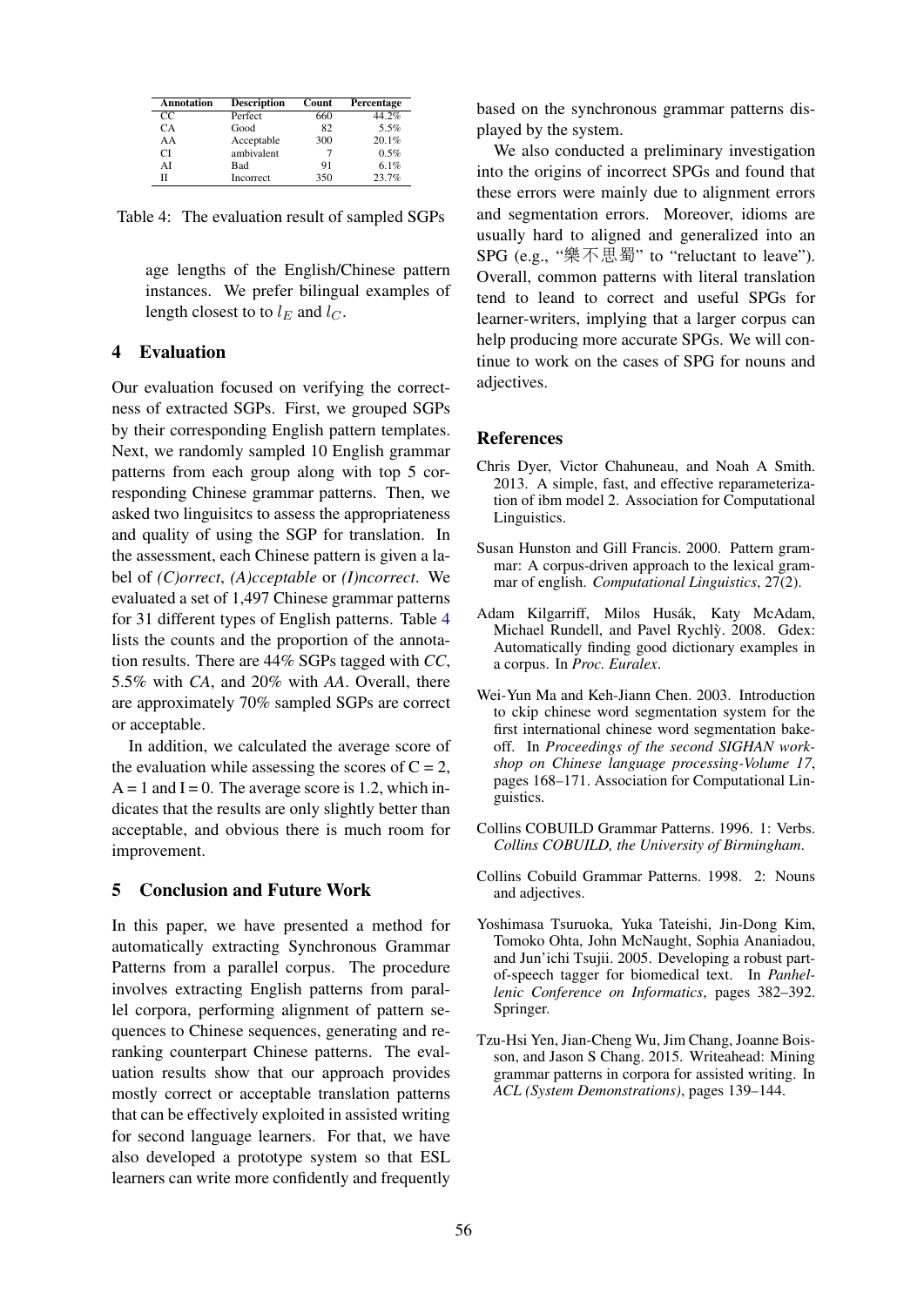| Annotation | Description | Count | Percentage |
|---|---|---|---|
| CC | Perfect | 660 | 44.2% |
| CA | Good | 82 | 5.5% |
| AA | Acceptable | 300 | 20.1% |
| CI | ambivalent | 7 | 0.5% |
| AI | Bad | 91 | 6.1% |
| II | Incorrect | 350 | 23.7% |

Table 4: The evaluation result of sampled SGPs

age lengths of the English/Chinese pattern instances. We prefer bilingual examples of length closest to to $l_E$ and $l_C$.

## 4 Evaluation

Our evaluation focused on verifying the correctness of extracted SGPs. First, we grouped SGPs by their corresponding English pattern templates. Next, we randomly sampled 10 English grammar patterns from each group along with top 5 corresponding Chinese grammar patterns. Then, we asked two linguisitcs to assess the appropriateness and quality of using the SGP for translation. In the assessment, each Chinese pattern is given a label of *(C)orrect*, *(A)cceptable* or *(I)ncorrect*. We evaluated a set of 1,497 Chinese grammar patterns for 31 different types of English patterns. Table 4 lists the counts and the proportion of the annotation results. There are 44% SGPs tagged with *CC*, 5.5% with *CA*, and 20% with *AA*. Overall, there are approximately 70% sampled SGPs are correct or acceptable.

In addition, we calculated the average score of the evaluation while assessing the scores of C = 2, A = 1 and I = 0. The average score is 1.2, which indicates that the results are only slightly better than acceptable, and obvious there is much room for improvement.

## 5 Conclusion and Future Work

In this paper, we have presented a method for automatically extracting Synchronous Grammar Patterns from a parallel corpus. The procedure involves extracting English patterns from parallel corpora, performing alignment of pattern sequences to Chinese sequences, generating and reranking counterpart Chinese patterns. The evaluation results show that our approach provides mostly correct or acceptable translation patterns that can be effectively exploited in assisted writing for second language learners. For that, we have also developed a prototype system so that ESL learners can write more confidently and frequently based on the synchronous grammar patterns displayed by the system.

We also conducted a preliminary investigation into the origins of incorrect SPGs and found that these errors were mainly due to alignment errors and segmentation errors. Moreover, idioms are usually hard to aligned and generalized into an SPG (e.g., "樂不思蜀" to "reluctant to leave"). Overall, common patterns with literal translation tend to leand to correct and useful SPGs for learner-writers, implying that a larger corpus can help producing more accurate SPGs. We will continue to work on the cases of SPG for nouns and adjectives.

## References

Chris Dyer, Victor Chahuneau, and Noah A Smith. 2013. A simple, fast, and effective reparameterization of ibm model 2. Association for Computational Linguistics.

Susan Hunston and Gill Francis. 2000. Pattern grammar: A corpus-driven approach to the lexical grammar of english. *Computational Linguistics*, 27(2).

Adam Kilgarriff, Milos Husák, Katy McAdam, Michael Rundell, and Pavel Rychlỳ. 2008. Gdex: Automatically finding good dictionary examples in a corpus. In *Proc. Euralex*.

Wei-Yun Ma and Keh-Jiann Chen. 2003. Introduction to ckip chinese word segmentation system for the first international chinese word segmentation bakeoff. In *Proceedings of the second SIGHAN workshop on Chinese language processing-Volume 17*, pages 168–171. Association for Computational Linguistics.

Collins COBUILD Grammar Patterns. 1996. 1: Verbs. *Collins COBUILD, the University of Birmingham*.

Collins Cobuild Grammar Patterns. 1998. 2: Nouns and adjectives.

Yoshimasa Tsuruoka, Yuka Tateishi, Jin-Dong Kim, Tomoko Ohta, John McNaught, Sophia Ananiadou, and Jun'ichi Tsujii. 2005. Developing a robust part-of-speech tagger for biomedical text. In *Panhellenic Conference on Informatics*, pages 382–392. Springer.

Tzu-Hsi Yen, Jian-Cheng Wu, Jim Chang, Joanne Boisson, and Jason S Chang. 2015. Writeahead: Mining grammar patterns in corpora for assisted writing. In *ACL (System Demonstrations)*, pages 139–144.